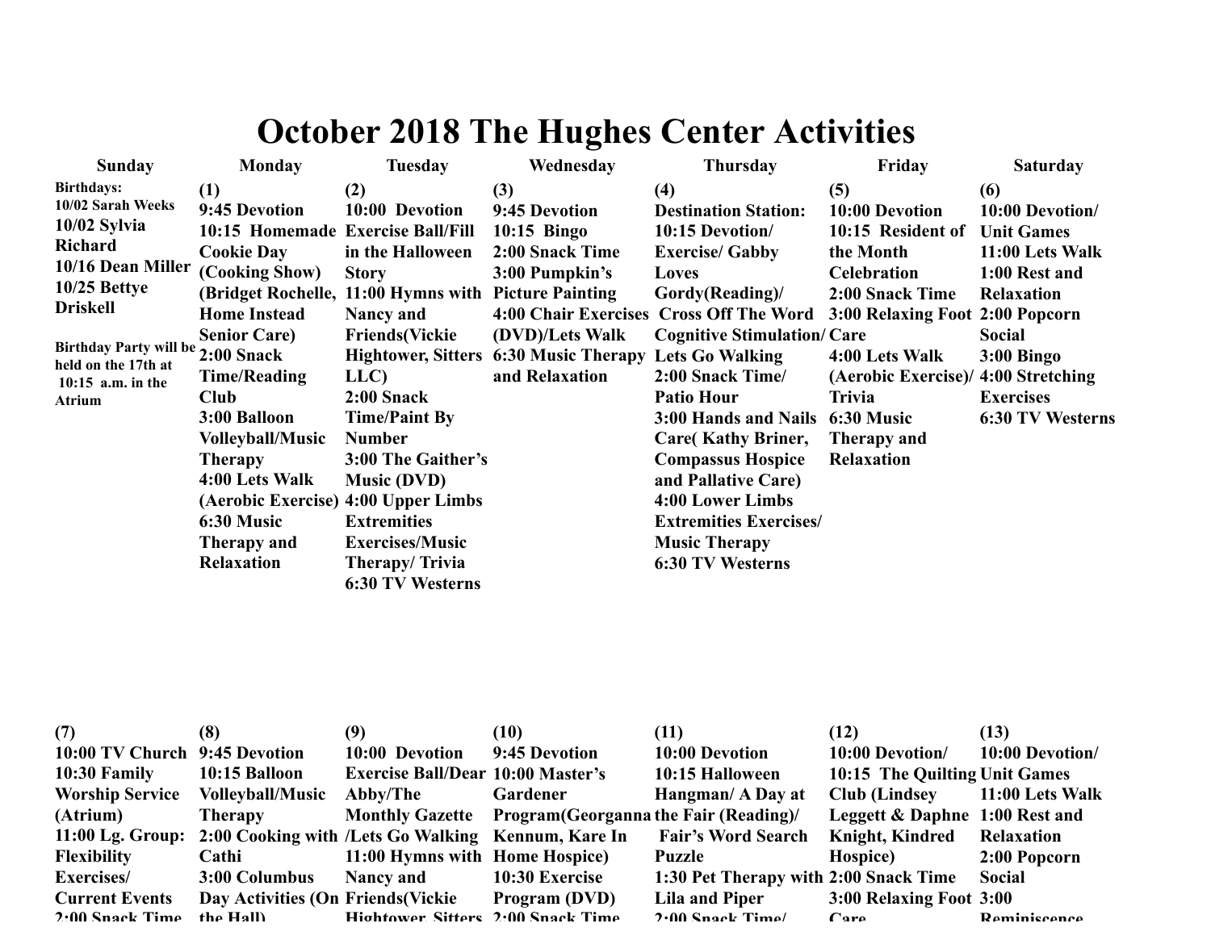# October 2018 The Hughes Center Activities

| Sunday | Monday | Tuesday | Wednesday | Thursday | Friday | Saturday |
|---|---|---|---|---|---|---|
| **Birthdays:** 10/02 Sarah Weeks<br>**10/02 Sylvia Richard**<br>**10/16 Dean Miller**<br>**10/25 Bettye Driskell**<br><br>**Birthday Party will be held on the 17th at 10:15 a.m. in the Atrium** | **(1)**<br>**9:45 Devotion**<br>**10:15 Homemade Cookie Day (Cooking Show) (Bridget Rochelle, Home Instead Senior Care)**<br>**2:00 Snack Time/Reading Club**<br>**3:00 Balloon Volleyball/Music Therapy**<br>**4:00 Lets Walk (Aerobic Exercise)**<br>**6:30 Music Therapy and Relaxation** | **(2)**<br>**10:00 Devotion Exercise Ball/Fill in the Halloween Story**<br>**11:00 Hymns with Nancy and Friends(Vickie Hightower, Sitters LLC)**<br>**2:00 Snack Time/Paint By Number**<br>**3:00 The Gaither's Music (DVD)**<br>**4:00 Upper Limbs Extremities Exercises/Music Therapy/ Trivia**<br>**6:30 TV Westerns** | **(3)**<br>**9:45 Devotion**<br>**10:15 Bingo**<br>**2:00 Snack Time**<br>**3:00 Pumpkin's Picture Painting**<br>**4:00 Chair Exercises (DVD)/Lets Walk**<br>**6:30 Music Therapy and Relaxation** | **(4)**<br>**Destination Station: 10:15 Devotion/ Exercise/ Gabby Loves Gordy(Reading)/ Cross Off The Word Cognitive Stimulation/ Lets Go Walking**<br>**2:00 Snack Time/ Patio Hour**<br>**3:00 Hands and Nails Care( Kathy Briner, Compassus Hospice and Pallative Care)**<br>**4:00 Lower Limbs Extremities Exercises/ Music Therapy**<br>**6:30 TV Westerns** | **(5)**<br>**10:00 Devotion**<br>**10:15 Resident of the Month Celebration**<br>**2:00 Snack Time**<br>**3:00 Relaxing Foot Care**<br>**4:00 Lets Walk (Aerobic Exercise)/ Trivia**<br>**6:30 Music Therapy and Relaxation** | **(6)**<br>**10:00 Devotion/ Unit Games**<br>**11:00 Lets Walk**<br>**1:00 Rest and Relaxation**<br>**2:00 Popcorn Social**<br>**3:00 Bingo**<br>**4:00 Stretching Exercises**<br>**6:30 TV Westerns** |
| **(7)**<br>**10:00 TV Church**<br>**10:30 Family Worship Service (Atrium)**<br>**11:00 Lg. Group: Flexibility Exercises/ Current Events**<br>**2:00 Snack Time** | **(8)**<br>**9:45 Devotion**<br>**10:15 Balloon Volleyball/Music Therapy**<br>**2:00 Cooking with Cathi**<br>**3:00 Columbus Day Activities (On the Hall)** | **(9)**<br>**10:00 Devotion Exercise Ball/Dear Abby/The Monthly Gazette /Lets Go Walking**<br>**11:00 Hymns with Nancy and Friends(Vickie Hightower, Sitters** | **(10)**<br>**9:45 Devotion**<br>**10:00 Master's Gardener Program(Georganna Kennum, Kare In Home Hospice)**<br>**10:30 Exercise Program (DVD)**<br>**2:00 Snack Time** | **(11)**<br>**10:00 Devotion**<br>**10:15 Halloween Hangman/ A Day at the Fair (Reading)/ Fair's Word Search Puzzle**<br>**1:30 Pet Therapy with Lila and Piper**<br>**2:00 Snack Time/** | **(12)**<br>**10:00 Devotion/**<br>**10:15 The Quilting Club (Lindsey Leggett & Daphne Knight, Kindred Hospice)**<br>**2:00 Snack Time**<br>**3:00 Relaxing Foot Care** | **(13)**<br>**10:00 Devotion/ Unit Games**<br>**11:00 Lets Walk**<br>**1:00 Rest and Relaxation**<br>**2:00 Popcorn Social**<br>**3:00 Reminiscence** |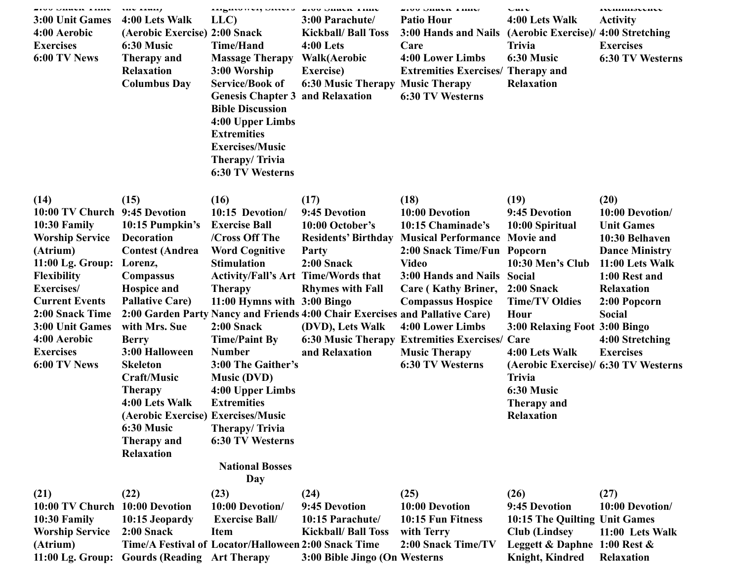| | | | | | | |
|---|---|---|---|---|---|---|
| 2:00 Snack Time<br>3:00 Unit Games<br>4:00 Aerobic Exercises<br>6:00 TV News | the Hall)<br>4:00 Lets Walk (Aerobic Exercise)<br>6:30 Music Therapy and Relaxation<br>Columbus Day | Hightower, Sitters LLC)<br>2:00 Snack Time/Hand Massage Therapy<br>3:00 Worship Service/Book of Genesis Chapter 3 Bible Discussion<br>4:00 Upper Limbs Extremities Exercises/Music Therapy/ Trivia<br>6:30 TV Westerns | 2:00 Snack Time<br>3:00 Parachute/ Kickball/ Ball Toss<br>4:00 Lets Walk(Aerobic Exercise)<br>6:30 Music Therapy and Relaxation | 2:00 Snack Time/ Patio Hour<br>3:00 Hands and Nails Care<br>4:00 Lower Limbs Extremities Exercises/ Music Therapy<br>6:30 TV Westerns | Care<br>4:00 Lets Walk (Aerobic Exercise)/ Trivia<br>6:30 Music Therapy and Relaxation | Reminiscence Activity<br>4:00 Stretching Exercises<br>6:30 TV Westerns |
| (14)<br>10:00 TV Church<br>10:30 Family Worship Service (Atrium)<br>11:00 Lg. Group: Flexibility Exercises/ Current Events<br>2:00 Snack Time<br>3:00 Unit Games<br>4:00 Aerobic Exercises<br>6:00 TV News | (15)<br>9:45 Devotion<br>10:15 Pumpkin's Decoration Contest (Andrea Lorenz, Compassus Hospice and Pallative Care)<br>2:00 Garden Party with Mrs. Sue Berry<br>3:00 Halloween Skeleton Craft/Music Therapy<br>4:00 Lets Walk (Aerobic Exercise)<br>6:30 Music Therapy and Relaxation | (16)<br>10:15 Devotion/ Exercise Ball /Cross Off The Word Cognitive Stimulation Activity/Fall's Art Therapy<br>11:00 Hymns with Nancy and Friends<br>2:00 Snack Time/Paint By Number<br>3:00 The Gaither's Music (DVD)<br>4:00 Upper Limbs Extremities Exercises/Music Therapy/ Trivia<br>6:30 TV Westerns<br>National Bosses Day | (17)<br>9:45 Devotion<br>10:00 October's Residents' Birthday Party<br>2:00 Snack Time/Words that Rhymes with Fall<br>3:00 Bingo<br>4:00 Chair Exercises (DVD), Lets Walk<br>6:30 Music Therapy and Relaxation | (18)<br>10:00 Devotion<br>10:15 Chaminade's Musical Performance<br>2:00 Snack Time/Fun Video<br>3:00 Hands and Nails Care ( Kathy Briner, Compassus Hospice and Pallative Care)<br>4:00 Lower Limbs Extremities Exercises/ Music Therapy<br>6:30 TV Westerns | (19)<br>9:45 Devotion<br>10:00 Spiritual Movie and Popcorn<br>10:30 Men's Club Social<br>2:00 Snack Time/TV Oldies Hour<br>3:00 Relaxing Foot Care<br>4:00 Lets Walk (Aerobic Exercise)/ Trivia<br>6:30 Music Therapy and Relaxation | (20)<br>10:00 Devotion/ Unit Games<br>10:30 Belhaven Dance Ministry<br>11:00 Lets Walk<br>1:00 Rest and Relaxation<br>2:00 Popcorn Social<br>3:00 Bingo<br>4:00 Stretching Exercises<br>6:30 TV Westerns |
| (21)<br>10:00 TV Church<br>10:30 Family Worship Service (Atrium)<br>11:00 Lg. Group: | (22)<br>10:00 Devotion<br>10:15 Jeopardy<br>2:00 Snack Time/A Festival of Gourds (Reading | (23)<br>10:00 Devotion/ Exercise Ball/ Item Locator/Halloween Art Therapy | (24)<br>9:45 Devotion<br>10:15 Parachute/ Kickball/ Ball Toss<br>2:00 Snack Time<br>3:00 Bible Jingo (On | (25)<br>10:00 Devotion<br>10:15 Fun Fitness with Terry<br>2:00 Snack Time/TV Westerns | (26)<br>9:45 Devotion<br>10:15 The Quilting Club (Lindsey Leggett & Daphne Knight, Kindred | (27)<br>10:00 Devotion/ Unit Games<br>11:00 Lets Walk<br>1:00 Rest & Relaxation |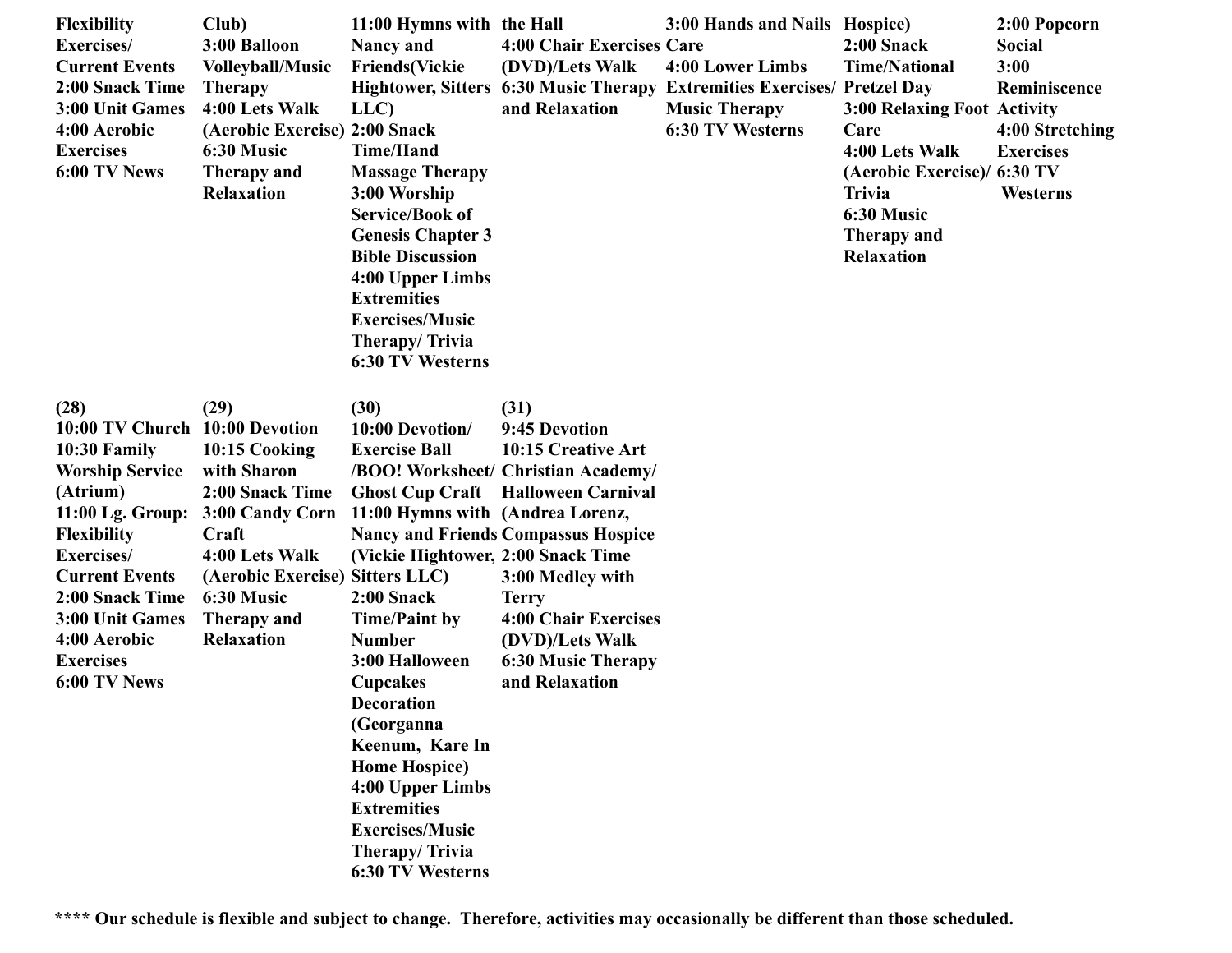| | | | | | | |
|---|---|---|---|---|---|---|
| Flexibility Exercises/ Current Events 2:00 Snack Time 3:00 Unit Games 4:00 Aerobic Exercises 6:00 TV News | Club) 3:00 Balloon Volleyball/Music Therapy 4:00 Lets Walk (Aerobic Exercise) 6:30 Music Therapy and Relaxation | 11:00 Hymns with Nancy and Friends(Vickie Hightower, Sitters LLC) 2:00 Snack Time/Hand Massage Therapy 3:00 Worship Service/Book of Genesis Chapter 3 Bible Discussion 4:00 Upper Limbs Extremities Exercises/Music Therapy/ Trivia 6:30 TV Westerns | the Hall 4:00 Chair Exercises (DVD)/Lets Walk 6:30 Music Therapy and Relaxation | 3:00 Hands and Nails Care 4:00 Lower Limbs Extremities Exercises/ Music Therapy 6:30 TV Westerns | Hospice) 2:00 Snack Time/National Pretzel Day 3:00 Relaxing Foot Care 4:00 Lets Walk (Aerobic Exercise)/ Trivia 6:30 Music Therapy and Relaxation | 2:00 Popcorn Social 3:00 Reminiscence Activity 4:00 Stretching Exercises 6:30 TV Westerns |
| (28) 10:00 TV Church 10:30 Family Worship Service (Atrium) 11:00 Lg. Group: Flexibility Exercises/ Current Events 2:00 Snack Time 3:00 Unit Games 4:00 Aerobic Exercises 6:00 TV News | (29) 10:00 Devotion 10:15 Cooking with Sharon 2:00 Snack Time 3:00 Candy Corn Craft 4:00 Lets Walk (Aerobic Exercise) 6:30 Music Therapy and Relaxation | (30) 10:00 Devotion/ Exercise Ball /BOO! Worksheet/ Ghost Cup Craft 11:00 Hymns with Nancy and Friends (Vickie Hightower, Sitters LLC) 2:00 Snack Time/Paint by Number 3:00 Halloween Cupcakes Decoration (Georganna Keenum, Kare In Home Hospice) 4:00 Upper Limbs Extremities Exercises/Music Therapy/ Trivia 6:30 TV Westerns | (31) 9:45 Devotion 10:15 Creative Art Christian Academy/ Halloween Carnival (Andrea Lorenz, Compassus Hospice 2:00 Snack Time 3:00 Medley with Terry 4:00 Chair Exercises (DVD)/Lets Walk 6:30 Music Therapy and Relaxation | | | |

**\*\*\*\* Our schedule is flexible and subject to change. Therefore, activities may occasionally be different than those scheduled.**